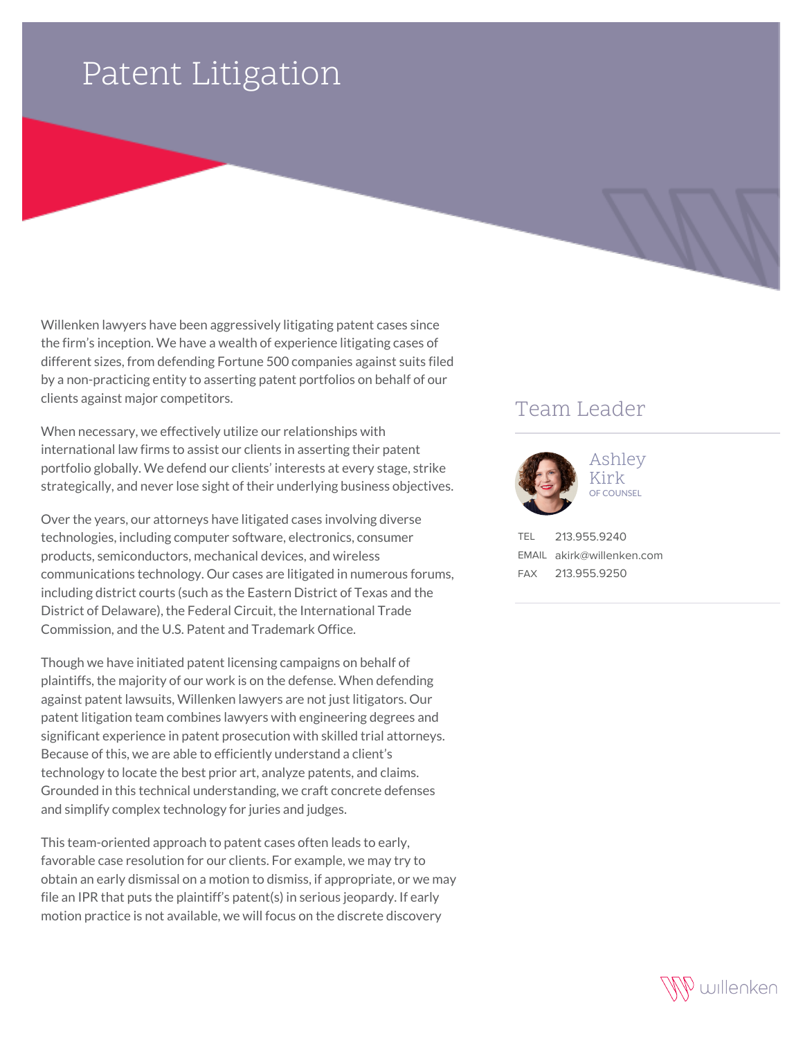# Patent Litigation

Willenken lawyers have been aggressively litigating patent cases since the firm's inception. We have a wealth of experience litigating cases of different sizes, from defending Fortune 500 companies against suits filed by a non-practicing entity to asserting patent portfolios on behalf of our clients against major competitors.

When necessary, we effectively utilize our relationships with international law firms to assist our clients in asserting their patent portfolio globally. We defend our clients' interests at every stage, strike strategically, and never lose sight of their underlying business objectives.

Over the years, our attorneys have litigated cases involving diverse technologies, including computer software, electronics, consumer products, semiconductors, mechanical devices, and wireless communications technology. Our cases are litigated in numerous forums, including district courts (such as the Eastern District of Texas and the District of Delaware), the Federal Circuit, the International Trade Commission, and the U.S. Patent and Trademark Office.

Though we have initiated patent licensing campaigns on behalf of plaintiffs, the majority of our work is on the defense. When defending against patent lawsuits, Willenken lawyers are not just litigators. Our patent litigation team combines lawyers with engineering degrees and significant experience in patent prosecution with skilled trial attorneys. Because of this, we are able to efficiently understand a client's technology to locate the best prior art, analyze patents, and claims. Grounded in this technical understanding, we craft concrete defenses and simplify complex technology for juries and judges.

This team-oriented approach to patent cases often leads to early, favorable case resolution for our clients. For example, we may try to obtain an early dismissal on a motion to dismiss, if appropriate, or we may file an IPR that puts the plaintiff's patent(s) in serious jeopardy. If early motion practice is not available, we will focus on the discrete discovery

## Team Leader

**Ashley Kirk**
OF COUNSEL

TEL 213.955.9240
EMAIL akirk@willenken.com
FAX 213.955.9250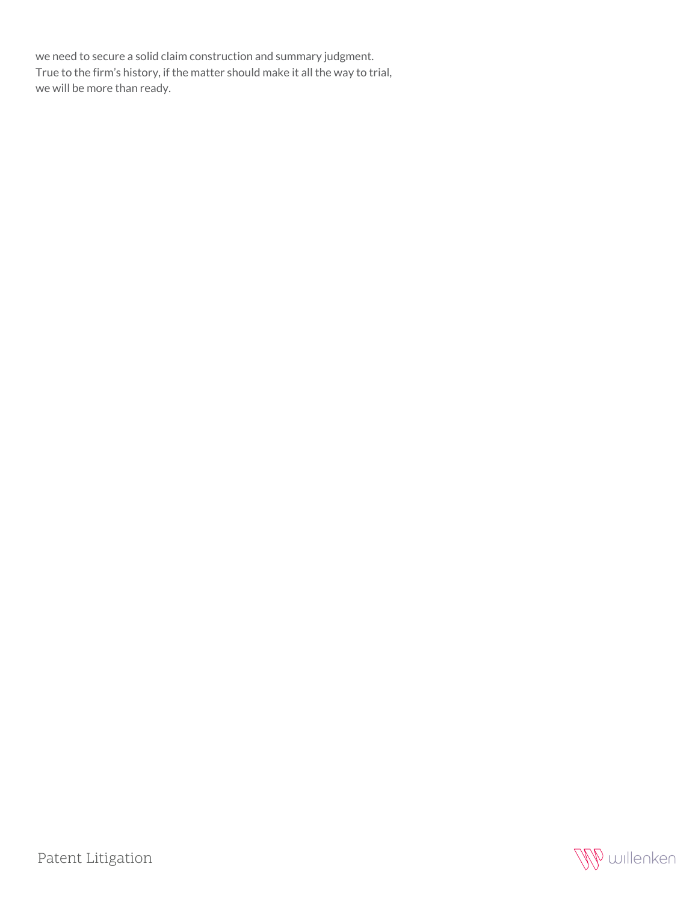we need to secure a solid claim construction and summary judgment. True to the firm's history, if the matter should make it all the way to trial, we will be more than ready.